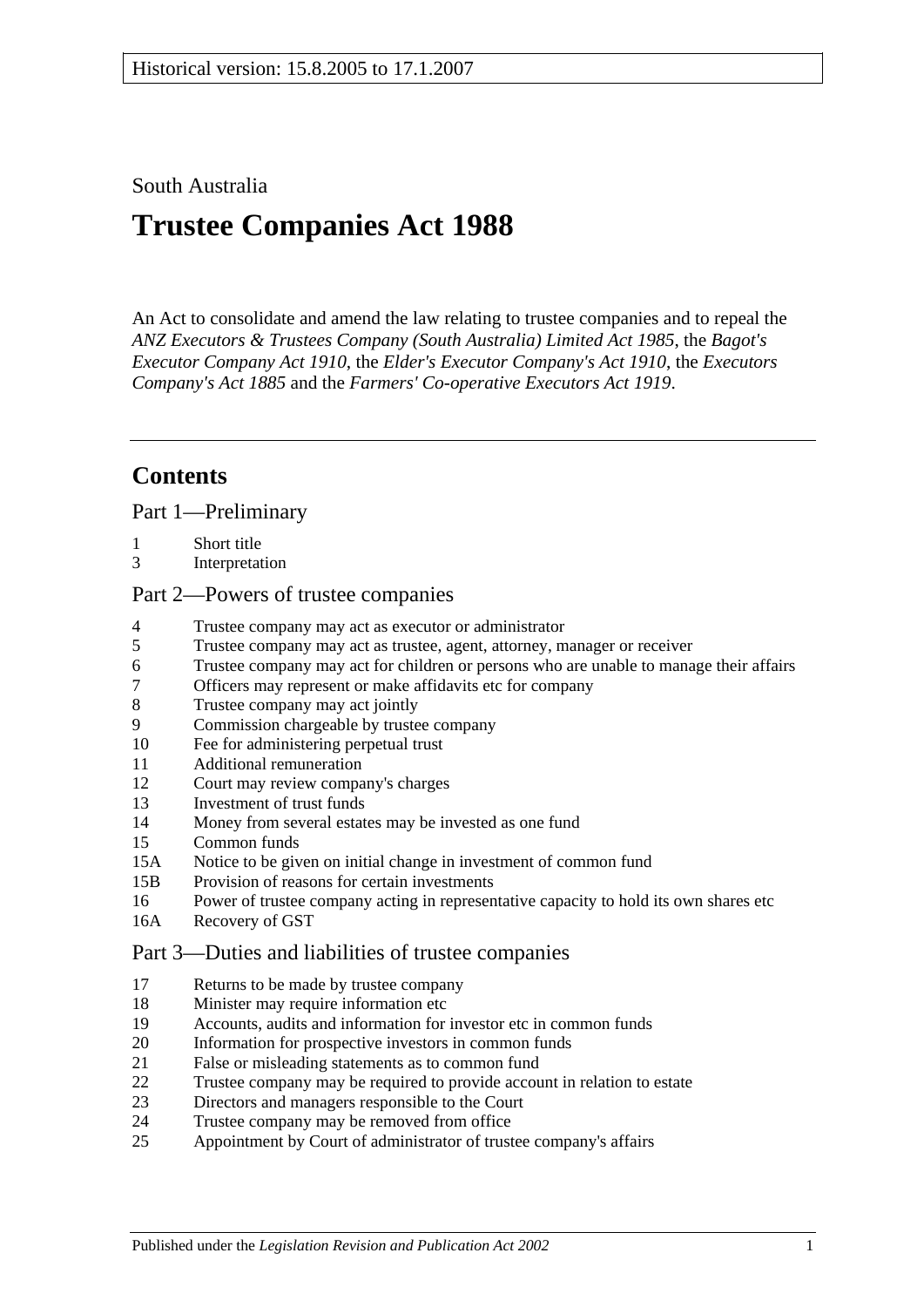Historical version: 15.8.2005 to 17.1.2007

South Australia

# Trustee Companies Act 1988

An Act to consolidate and amend the law relating to trustee companies and to repeal the *ANZ Executors & Trustees Company (South Australia) Limited Act 1985*, the *Bagot's Executor Company Act 1910*, the *Elder's Executor Company's Act 1910*, the *Executors Company's Act 1885* and the *Farmers' Co-operative Executors Act 1919*.

## Contents

### Part 1—Preliminary

1 Short title
3 Interpretation

### Part 2—Powers of trustee companies

4 Trustee company may act as executor or administrator
5 Trustee company may act as trustee, agent, attorney, manager or receiver
6 Trustee company may act for children or persons who are unable to manage their affairs
7 Officers may represent or make affidavits etc for company
8 Trustee company may act jointly
9 Commission chargeable by trustee company
10 Fee for administering perpetual trust
11 Additional remuneration
12 Court may review company's charges
13 Investment of trust funds
14 Money from several estates may be invested as one fund
15 Common funds
15A Notice to be given on initial change in investment of common fund
15B Provision of reasons for certain investments
16 Power of trustee company acting in representative capacity to hold its own shares etc
16A Recovery of GST

### Part 3—Duties and liabilities of trustee companies

17 Returns to be made by trustee company
18 Minister may require information etc
19 Accounts, audits and information for investor etc in common funds
20 Information for prospective investors in common funds
21 False or misleading statements as to common fund
22 Trustee company may be required to provide account in relation to estate
23 Directors and managers responsible to the Court
24 Trustee company may be removed from office
25 Appointment by Court of administrator of trustee company's affairs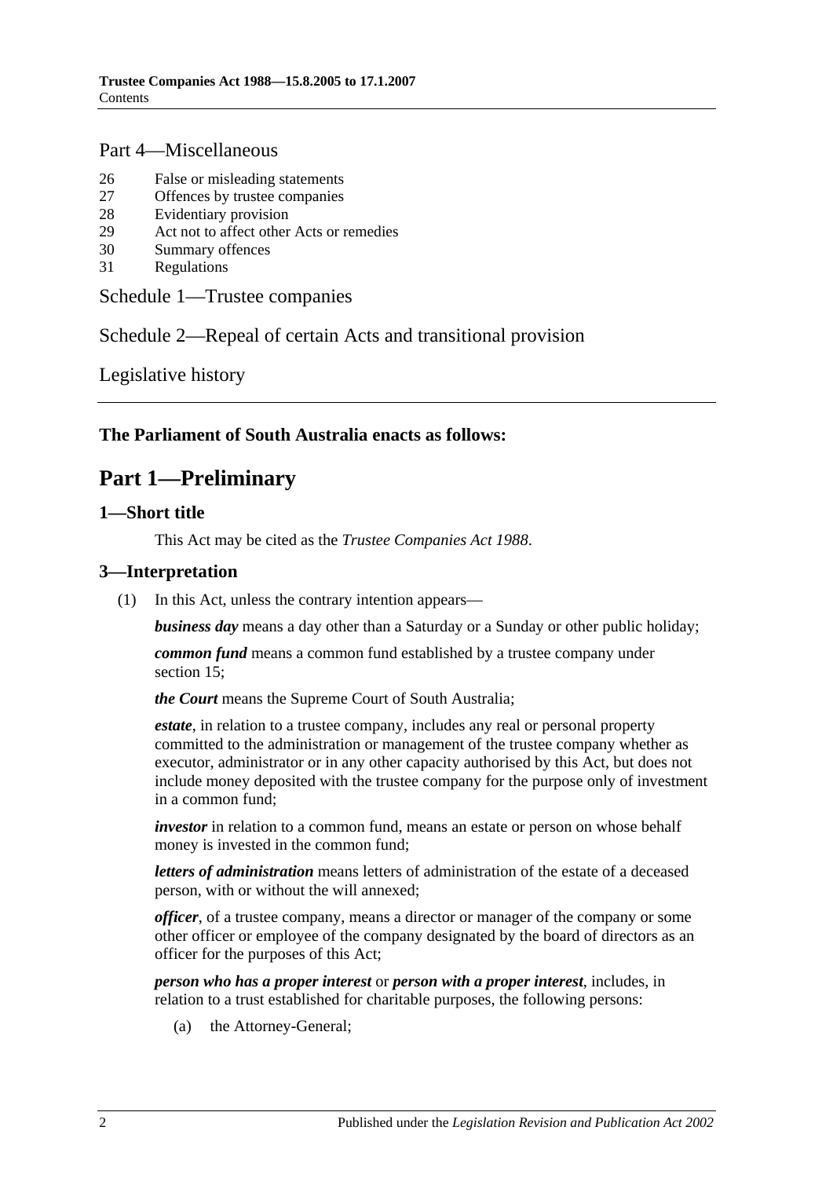## Part 4—Miscellaneous

26 False or misleading statements
27 Offences by trustee companies
28 Evidentiary provision
29 Act not to affect other Acts or remedies
30 Summary offences
31 Regulations

Schedule 1—Trustee companies

Schedule 2—Repeal of certain Acts and transitional provision

Legislative history

---

**The Parliament of South Australia enacts as follows:**

# Part 1—Preliminary

### 1—Short title

This Act may be cited as the *Trustee Companies Act 1988*.

### 3—Interpretation

(1) In this Act, unless the contrary intention appears—

***business day*** means a day other than a Saturday or a Sunday or other public holiday;

***common fund*** means a common fund established by a trustee company under section 15;

***the Court*** means the Supreme Court of South Australia;

***estate***, in relation to a trustee company, includes any real or personal property committed to the administration or management of the trustee company whether as executor, administrator or in any other capacity authorised by this Act, but does not include money deposited with the trustee company for the purpose only of investment in a common fund;

***investor*** in relation to a common fund, means an estate or person on whose behalf money is invested in the common fund;

***letters of administration*** means letters of administration of the estate of a deceased person, with or without the will annexed;

***officer***, of a trustee company, means a director or manager of the company or some other officer or employee of the company designated by the board of directors as an officer for the purposes of this Act;

***person who has a proper interest*** or ***person with a proper interest***, includes, in relation to a trust established for charitable purposes, the following persons:

(a) the Attorney-General;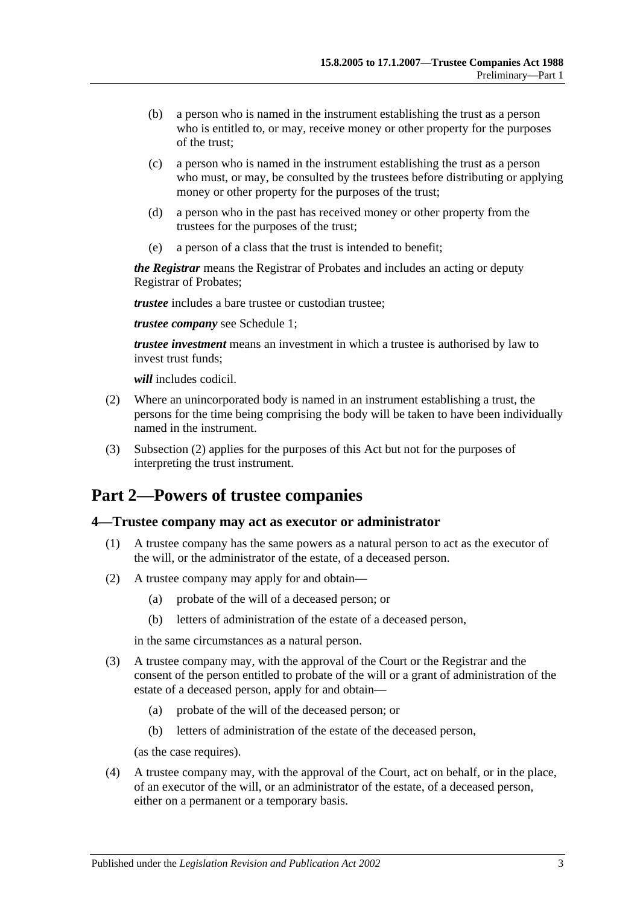(b) a person who is named in the instrument establishing the trust as a person who is entitled to, or may, receive money or other property for the purposes of the trust;

(c) a person who is named in the instrument establishing the trust as a person who must, or may, be consulted by the trustees before distributing or applying money or other property for the purposes of the trust;

(d) a person who in the past has received money or other property from the trustees for the purposes of the trust;

(e) a person of a class that the trust is intended to benefit;

***the Registrar*** means the Registrar of Probates and includes an acting or deputy Registrar of Probates;

***trustee*** includes a bare trustee or custodian trustee;

***trustee company*** see Schedule 1;

***trustee investment*** means an investment in which a trustee is authorised by law to invest trust funds;

***will*** includes codicil.

(2) Where an unincorporated body is named in an instrument establishing a trust, the persons for the time being comprising the body will be taken to have been individually named in the instrument.

(3) Subsection (2) applies for the purposes of this Act but not for the purposes of interpreting the trust instrument.

# Part 2—Powers of trustee companies

## 4—Trustee company may act as executor or administrator

(1) A trustee company has the same powers as a natural person to act as the executor of the will, or the administrator of the estate, of a deceased person.

(2) A trustee company may apply for and obtain—

(a) probate of the will of a deceased person; or

(b) letters of administration of the estate of a deceased person,

in the same circumstances as a natural person.

(3) A trustee company may, with the approval of the Court or the Registrar and the consent of the person entitled to probate of the will or a grant of administration of the estate of a deceased person, apply for and obtain—

(a) probate of the will of the deceased person; or

(b) letters of administration of the estate of the deceased person,

(as the case requires).

(4) A trustee company may, with the approval of the Court, act on behalf, or in the place, of an executor of the will, or an administrator of the estate, of a deceased person, either on a permanent or a temporary basis.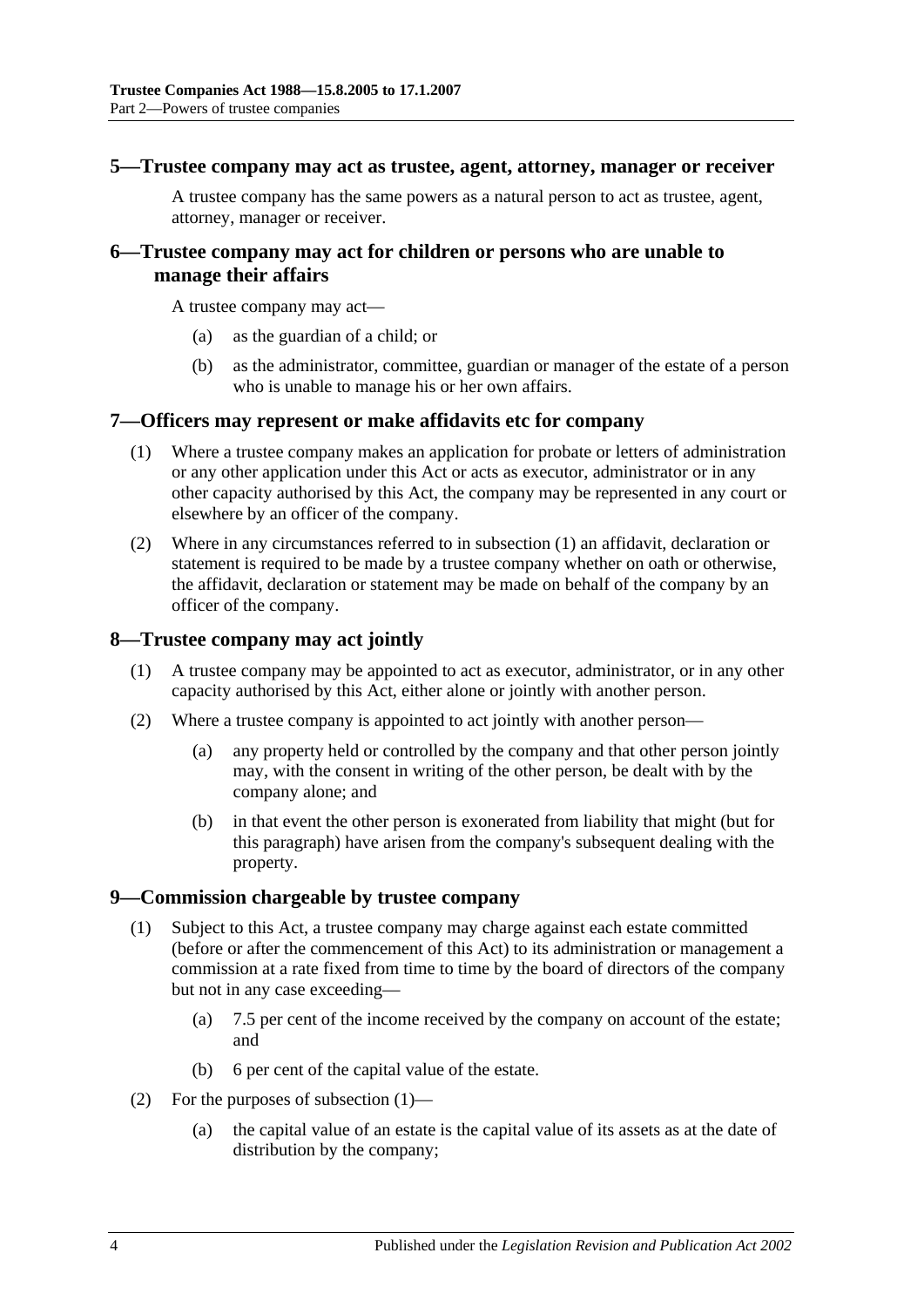## 5—Trustee company may act as trustee, agent, attorney, manager or receiver

A trustee company has the same powers as a natural person to act as trustee, agent, attorney, manager or receiver.

## 6—Trustee company may act for children or persons who are unable to manage their affairs

A trustee company may act—

- (a) as the guardian of a child; or
- (b) as the administrator, committee, guardian or manager of the estate of a person who is unable to manage his or her own affairs.

## 7—Officers may represent or make affidavits etc for company

(1) Where a trustee company makes an application for probate or letters of administration or any other application under this Act or acts as executor, administrator or in any other capacity authorised by this Act, the company may be represented in any court or elsewhere by an officer of the company.

(2) Where in any circumstances referred to in subsection (1) an affidavit, declaration or statement is required to be made by a trustee company whether on oath or otherwise, the affidavit, declaration or statement may be made on behalf of the company by an officer of the company.

## 8—Trustee company may act jointly

(1) A trustee company may be appointed to act as executor, administrator, or in any other capacity authorised by this Act, either alone or jointly with another person.

(2) Where a trustee company is appointed to act jointly with another person—

- (a) any property held or controlled by the company and that other person jointly may, with the consent in writing of the other person, be dealt with by the company alone; and
- (b) in that event the other person is exonerated from liability that might (but for this paragraph) have arisen from the company's subsequent dealing with the property.

## 9—Commission chargeable by trustee company

(1) Subject to this Act, a trustee company may charge against each estate committed (before or after the commencement of this Act) to its administration or management a commission at a rate fixed from time to time by the board of directors of the company but not in any case exceeding—

- (a) 7.5 per cent of the income received by the company on account of the estate; and
- (b) 6 per cent of the capital value of the estate.

(2) For the purposes of subsection (1)—

- (a) the capital value of an estate is the capital value of its assets as at the date of distribution by the company;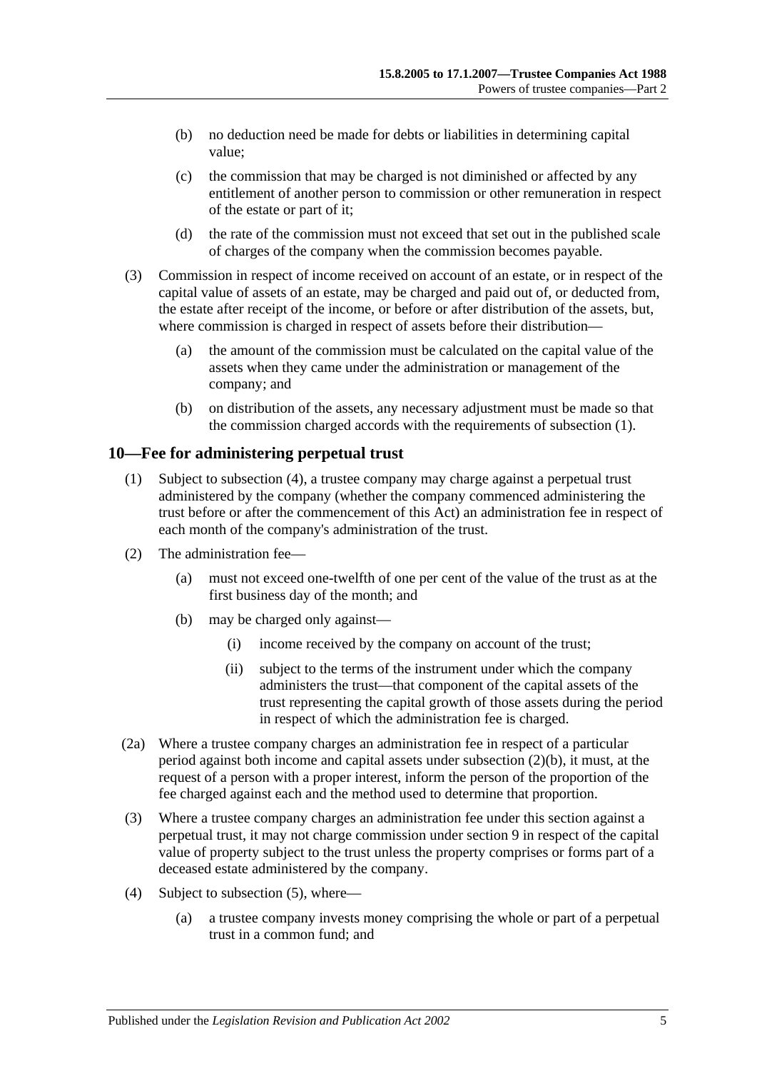(b) no deduction need be made for debts or liabilities in determining capital value;

(c) the commission that may be charged is not diminished or affected by any entitlement of another person to commission or other remuneration in respect of the estate or part of it;

(d) the rate of the commission must not exceed that set out in the published scale of charges of the company when the commission becomes payable.

(3) Commission in respect of income received on account of an estate, or in respect of the capital value of assets of an estate, may be charged and paid out of, or deducted from, the estate after receipt of the income, or before or after distribution of the assets, but, where commission is charged in respect of assets before their distribution—

(a) the amount of the commission must be calculated on the capital value of the assets when they came under the administration or management of the company; and

(b) on distribution of the assets, any necessary adjustment must be made so that the commission charged accords with the requirements of subsection (1).

## 10—Fee for administering perpetual trust

(1) Subject to subsection (4), a trustee company may charge against a perpetual trust administered by the company (whether the company commenced administering the trust before or after the commencement of this Act) an administration fee in respect of each month of the company's administration of the trust.

(2) The administration fee—

(a) must not exceed one-twelfth of one per cent of the value of the trust as at the first business day of the month; and

(b) may be charged only against—

(i) income received by the company on account of the trust;

(ii) subject to the terms of the instrument under which the company administers the trust—that component of the capital assets of the trust representing the capital growth of those assets during the period in respect of which the administration fee is charged.

(2a) Where a trustee company charges an administration fee in respect of a particular period against both income and capital assets under subsection (2)(b), it must, at the request of a person with a proper interest, inform the person of the proportion of the fee charged against each and the method used to determine that proportion.

(3) Where a trustee company charges an administration fee under this section against a perpetual trust, it may not charge commission under section 9 in respect of the capital value of property subject to the trust unless the property comprises or forms part of a deceased estate administered by the company.

(4) Subject to subsection (5), where—

(a) a trustee company invests money comprising the whole or part of a perpetual trust in a common fund; and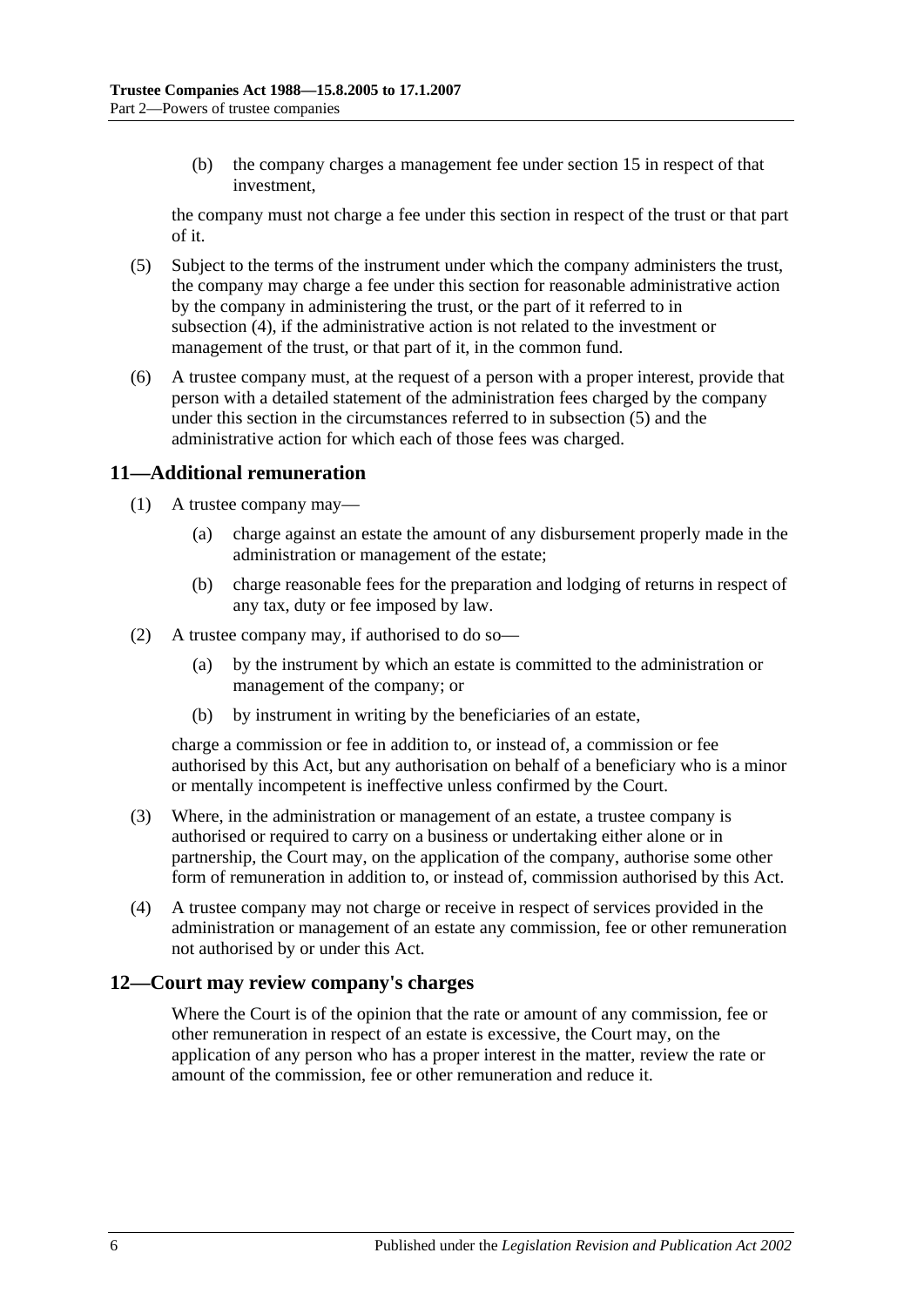(b) the company charges a management fee under section 15 in respect of that investment,

the company must not charge a fee under this section in respect of the trust or that part of it.

(5) Subject to the terms of the instrument under which the company administers the trust, the company may charge a fee under this section for reasonable administrative action by the company in administering the trust, or the part of it referred to in subsection (4), if the administrative action is not related to the investment or management of the trust, or that part of it, in the common fund.

(6) A trustee company must, at the request of a person with a proper interest, provide that person with a detailed statement of the administration fees charged by the company under this section in the circumstances referred to in subsection (5) and the administrative action for which each of those fees was charged.

## 11—Additional remuneration

(1) A trustee company may—

(a) charge against an estate the amount of any disbursement properly made in the administration or management of the estate;

(b) charge reasonable fees for the preparation and lodging of returns in respect of any tax, duty or fee imposed by law.

(2) A trustee company may, if authorised to do so—

(a) by the instrument by which an estate is committed to the administration or management of the company; or

(b) by instrument in writing by the beneficiaries of an estate,

charge a commission or fee in addition to, or instead of, a commission or fee authorised by this Act, but any authorisation on behalf of a beneficiary who is a minor or mentally incompetent is ineffective unless confirmed by the Court.

(3) Where, in the administration or management of an estate, a trustee company is authorised or required to carry on a business or undertaking either alone or in partnership, the Court may, on the application of the company, authorise some other form of remuneration in addition to, or instead of, commission authorised by this Act.

(4) A trustee company may not charge or receive in respect of services provided in the administration or management of an estate any commission, fee or other remuneration not authorised by or under this Act.

## 12—Court may review company's charges

Where the Court is of the opinion that the rate or amount of any commission, fee or other remuneration in respect of an estate is excessive, the Court may, on the application of any person who has a proper interest in the matter, review the rate or amount of the commission, fee or other remuneration and reduce it.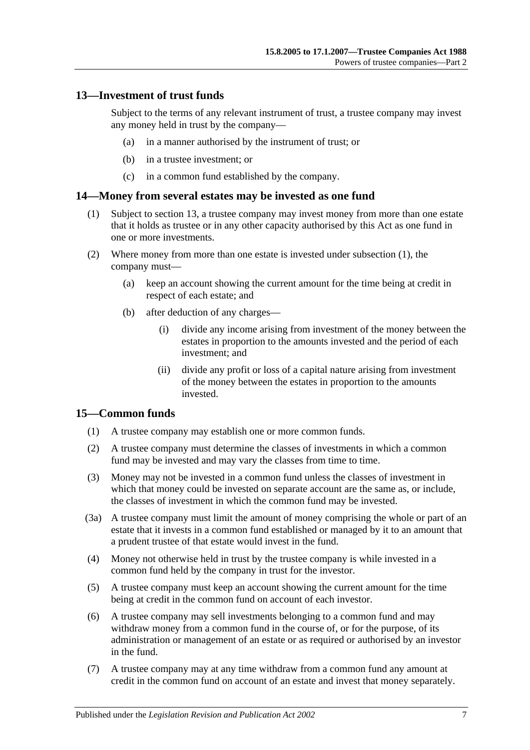## 13—Investment of trust funds

Subject to the terms of any relevant instrument of trust, a trustee company may invest any money held in trust by the company—

(a) in a manner authorised by the instrument of trust; or

(b) in a trustee investment; or

(c) in a common fund established by the company.

## 14—Money from several estates may be invested as one fund

(1) Subject to section 13, a trustee company may invest money from more than one estate that it holds as trustee or in any other capacity authorised by this Act as one fund in one or more investments.

(2) Where money from more than one estate is invested under subsection (1), the company must—

(a) keep an account showing the current amount for the time being at credit in respect of each estate; and

(b) after deduction of any charges—

(i) divide any income arising from investment of the money between the estates in proportion to the amounts invested and the period of each investment; and

(ii) divide any profit or loss of a capital nature arising from investment of the money between the estates in proportion to the amounts invested.

## 15—Common funds

(1) A trustee company may establish one or more common funds.

(2) A trustee company must determine the classes of investments in which a common fund may be invested and may vary the classes from time to time.

(3) Money may not be invested in a common fund unless the classes of investment in which that money could be invested on separate account are the same as, or include, the classes of investment in which the common fund may be invested.

(3a) A trustee company must limit the amount of money comprising the whole or part of an estate that it invests in a common fund established or managed by it to an amount that a prudent trustee of that estate would invest in the fund.

(4) Money not otherwise held in trust by the trustee company is while invested in a common fund held by the company in trust for the investor.

(5) A trustee company must keep an account showing the current amount for the time being at credit in the common fund on account of each investor.

(6) A trustee company may sell investments belonging to a common fund and may withdraw money from a common fund in the course of, or for the purpose, of its administration or management of an estate or as required or authorised by an investor in the fund.

(7) A trustee company may at any time withdraw from a common fund any amount at credit in the common fund on account of an estate and invest that money separately.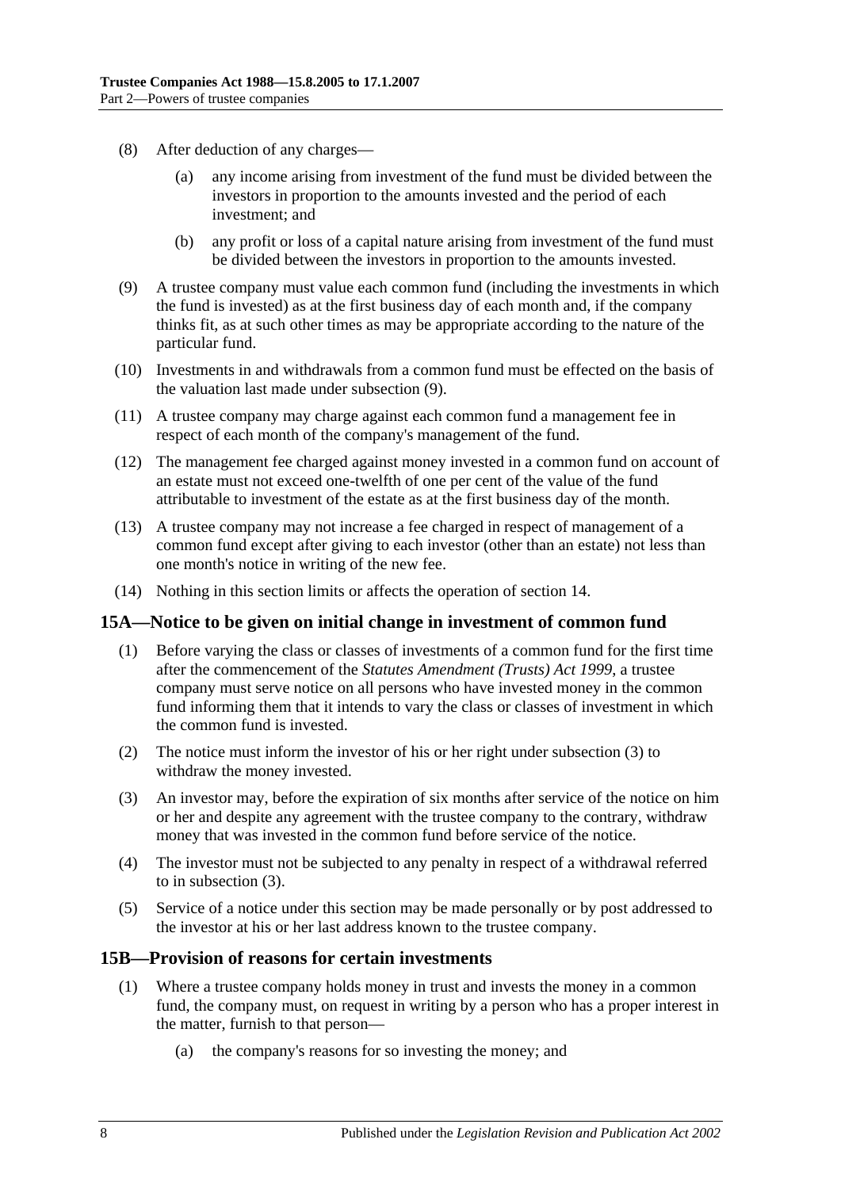(8) After deduction of any charges—

(a) any income arising from investment of the fund must be divided between the investors in proportion to the amounts invested and the period of each investment; and

(b) any profit or loss of a capital nature arising from investment of the fund must be divided between the investors in proportion to the amounts invested.

(9) A trustee company must value each common fund (including the investments in which the fund is invested) as at the first business day of each month and, if the company thinks fit, as at such other times as may be appropriate according to the nature of the particular fund.

(10) Investments in and withdrawals from a common fund must be effected on the basis of the valuation last made under subsection (9).

(11) A trustee company may charge against each common fund a management fee in respect of each month of the company's management of the fund.

(12) The management fee charged against money invested in a common fund on account of an estate must not exceed one-twelfth of one per cent of the value of the fund attributable to investment of the estate as at the first business day of the month.

(13) A trustee company may not increase a fee charged in respect of management of a common fund except after giving to each investor (other than an estate) not less than one month's notice in writing of the new fee.

(14) Nothing in this section limits or affects the operation of section 14.

## 15A—Notice to be given on initial change in investment of common fund

(1) Before varying the class or classes of investments of a common fund for the first time after the commencement of the *Statutes Amendment (Trusts) Act 1999*, a trustee company must serve notice on all persons who have invested money in the common fund informing them that it intends to vary the class or classes of investment in which the common fund is invested.

(2) The notice must inform the investor of his or her right under subsection (3) to withdraw the money invested.

(3) An investor may, before the expiration of six months after service of the notice on him or her and despite any agreement with the trustee company to the contrary, withdraw money that was invested in the common fund before service of the notice.

(4) The investor must not be subjected to any penalty in respect of a withdrawal referred to in subsection (3).

(5) Service of a notice under this section may be made personally or by post addressed to the investor at his or her last address known to the trustee company.

## 15B—Provision of reasons for certain investments

(1) Where a trustee company holds money in trust and invests the money in a common fund, the company must, on request in writing by a person who has a proper interest in the matter, furnish to that person—

(a) the company's reasons for so investing the money; and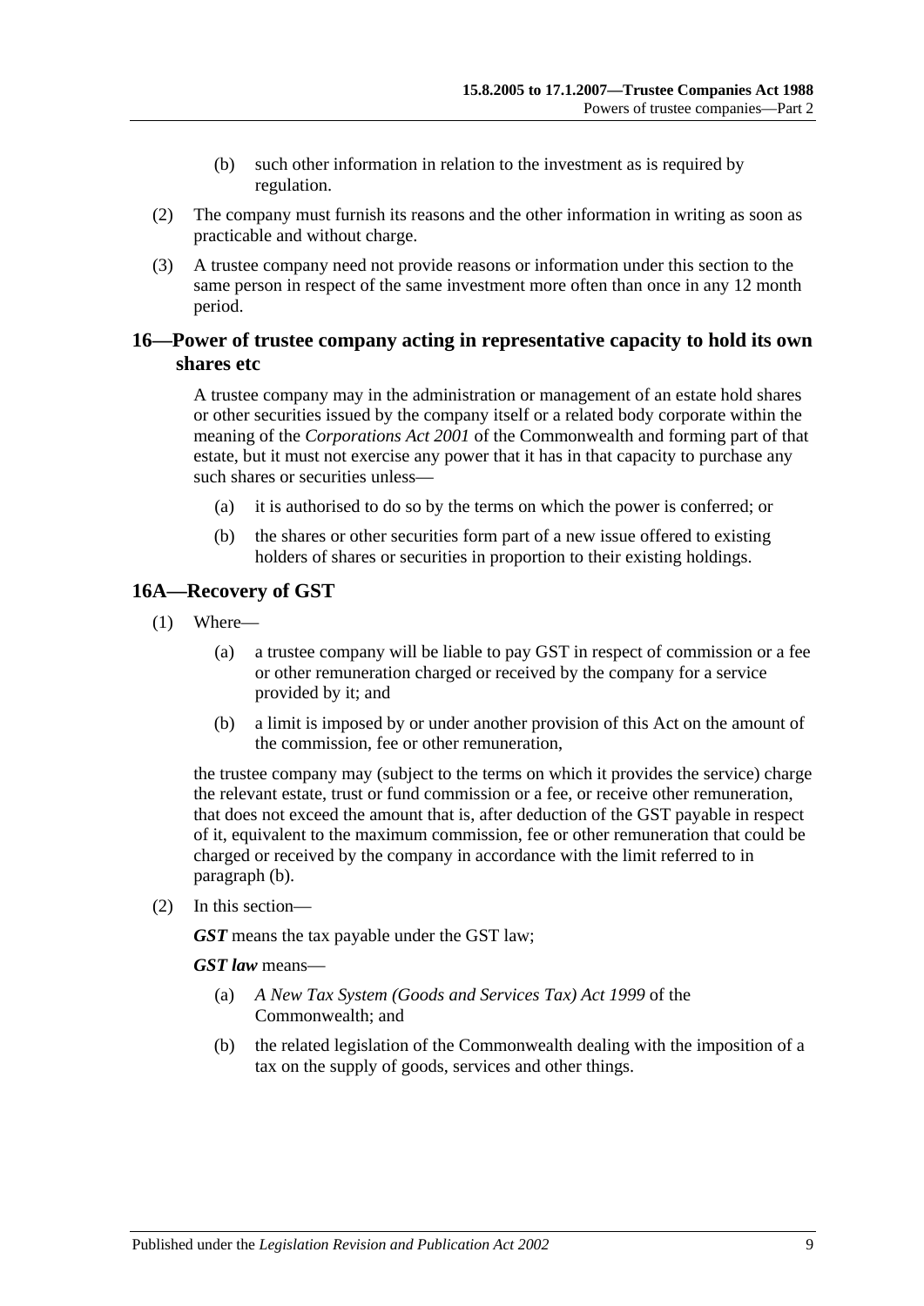(b) such other information in relation to the investment as is required by regulation.

(2) The company must furnish its reasons and the other information in writing as soon as practicable and without charge.

(3) A trustee company need not provide reasons or information under this section to the same person in respect of the same investment more often than once in any 12 month period.

## 16—Power of trustee company acting in representative capacity to hold its own shares etc

A trustee company may in the administration or management of an estate hold shares or other securities issued by the company itself or a related body corporate within the meaning of the *Corporations Act 2001* of the Commonwealth and forming part of that estate, but it must not exercise any power that it has in that capacity to purchase any such shares or securities unless—

(a) it is authorised to do so by the terms on which the power is conferred; or

(b) the shares or other securities form part of a new issue offered to existing holders of shares or securities in proportion to their existing holdings.

## 16A—Recovery of GST

(1) Where—

(a) a trustee company will be liable to pay GST in respect of commission or a fee or other remuneration charged or received by the company for a service provided by it; and

(b) a limit is imposed by or under another provision of this Act on the amount of the commission, fee or other remuneration,

the trustee company may (subject to the terms on which it provides the service) charge the relevant estate, trust or fund commission or a fee, or receive other remuneration, that does not exceed the amount that is, after deduction of the GST payable in respect of it, equivalent to the maximum commission, fee or other remuneration that could be charged or received by the company in accordance with the limit referred to in paragraph (b).

(2) In this section—

***GST*** means the tax payable under the GST law;

***GST law*** means—

(a) *A New Tax System (Goods and Services Tax) Act 1999* of the Commonwealth; and

(b) the related legislation of the Commonwealth dealing with the imposition of a tax on the supply of goods, services and other things.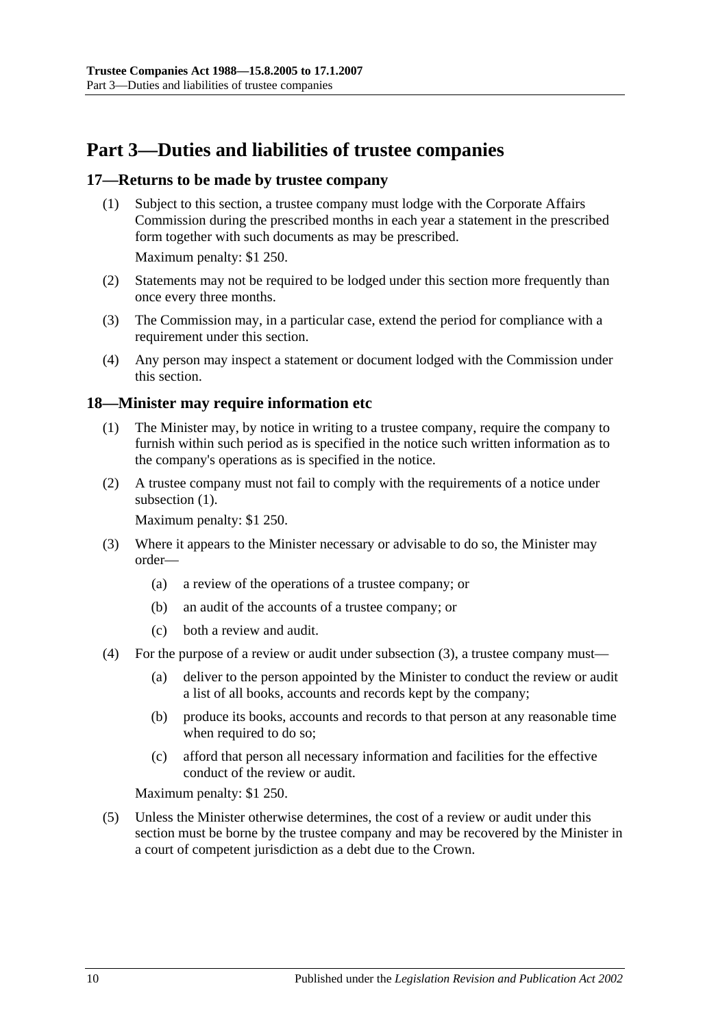# Part 3—Duties and liabilities of trustee companies

## 17—Returns to be made by trustee company

(1) Subject to this section, a trustee company must lodge with the Corporate Affairs Commission during the prescribed months in each year a statement in the prescribed form together with such documents as may be prescribed.

Maximum penalty: $1 250.

(2) Statements may not be required to be lodged under this section more frequently than once every three months.

(3) The Commission may, in a particular case, extend the period for compliance with a requirement under this section.

(4) Any person may inspect a statement or document lodged with the Commission under this section.

## 18—Minister may require information etc

(1) The Minister may, by notice in writing to a trustee company, require the company to furnish within such period as is specified in the notice such written information as to the company's operations as is specified in the notice.

(2) A trustee company must not fail to comply with the requirements of a notice under subsection (1).

Maximum penalty: $1 250.

(3) Where it appears to the Minister necessary or advisable to do so, the Minister may order—

   (a) a review of the operations of a trustee company; or

   (b) an audit of the accounts of a trustee company; or

   (c) both a review and audit.

(4) For the purpose of a review or audit under subsection (3), a trustee company must—

   (a) deliver to the person appointed by the Minister to conduct the review or audit a list of all books, accounts and records kept by the company;

   (b) produce its books, accounts and records to that person at any reasonable time when required to do so;

   (c) afford that person all necessary information and facilities for the effective conduct of the review or audit.

Maximum penalty: $1 250.

(5) Unless the Minister otherwise determines, the cost of a review or audit under this section must be borne by the trustee company and may be recovered by the Minister in a court of competent jurisdiction as a debt due to the Crown.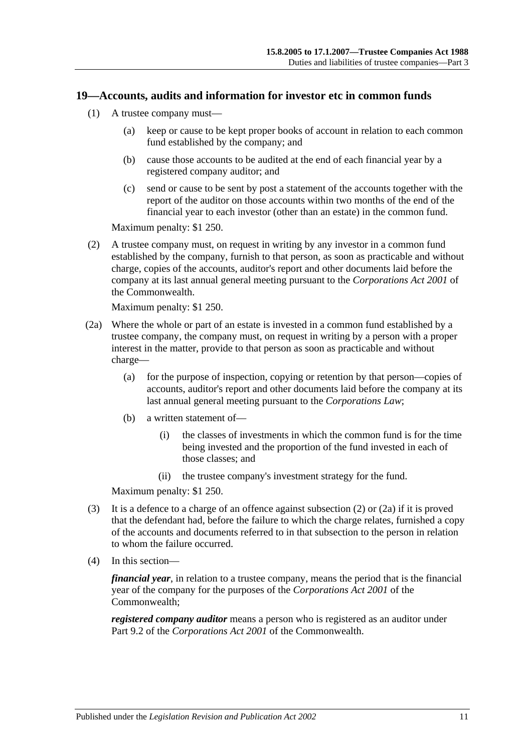## 19—Accounts, audits and information for investor etc in common funds

(1) A trustee company must—

(a) keep or cause to be kept proper books of account in relation to each common fund established by the company; and

(b) cause those accounts to be audited at the end of each financial year by a registered company auditor; and

(c) send or cause to be sent by post a statement of the accounts together with the report of the auditor on those accounts within two months of the end of the financial year to each investor (other than an estate) in the common fund.

Maximum penalty: $1 250.

(2) A trustee company must, on request in writing by any investor in a common fund established by the company, furnish to that person, as soon as practicable and without charge, copies of the accounts, auditor's report and other documents laid before the company at its last annual general meeting pursuant to the *Corporations Act 2001* of the Commonwealth.

Maximum penalty: $1 250.

(2a) Where the whole or part of an estate is invested in a common fund established by a trustee company, the company must, on request in writing by a person with a proper interest in the matter, provide to that person as soon as practicable and without charge—

(a) for the purpose of inspection, copying or retention by that person—copies of accounts, auditor's report and other documents laid before the company at its last annual general meeting pursuant to the *Corporations Law*;

(b) a written statement of—

(i) the classes of investments in which the common fund is for the time being invested and the proportion of the fund invested in each of those classes; and

(ii) the trustee company's investment strategy for the fund.

Maximum penalty: $1 250.

(3) It is a defence to a charge of an offence against subsection (2) or (2a) if it is proved that the defendant had, before the failure to which the charge relates, furnished a copy of the accounts and documents referred to in that subsection to the person in relation to whom the failure occurred.

(4) In this section—

***financial year***, in relation to a trustee company, means the period that is the financial year of the company for the purposes of the *Corporations Act 2001* of the Commonwealth;

***registered company auditor*** means a person who is registered as an auditor under Part 9.2 of the *Corporations Act 2001* of the Commonwealth.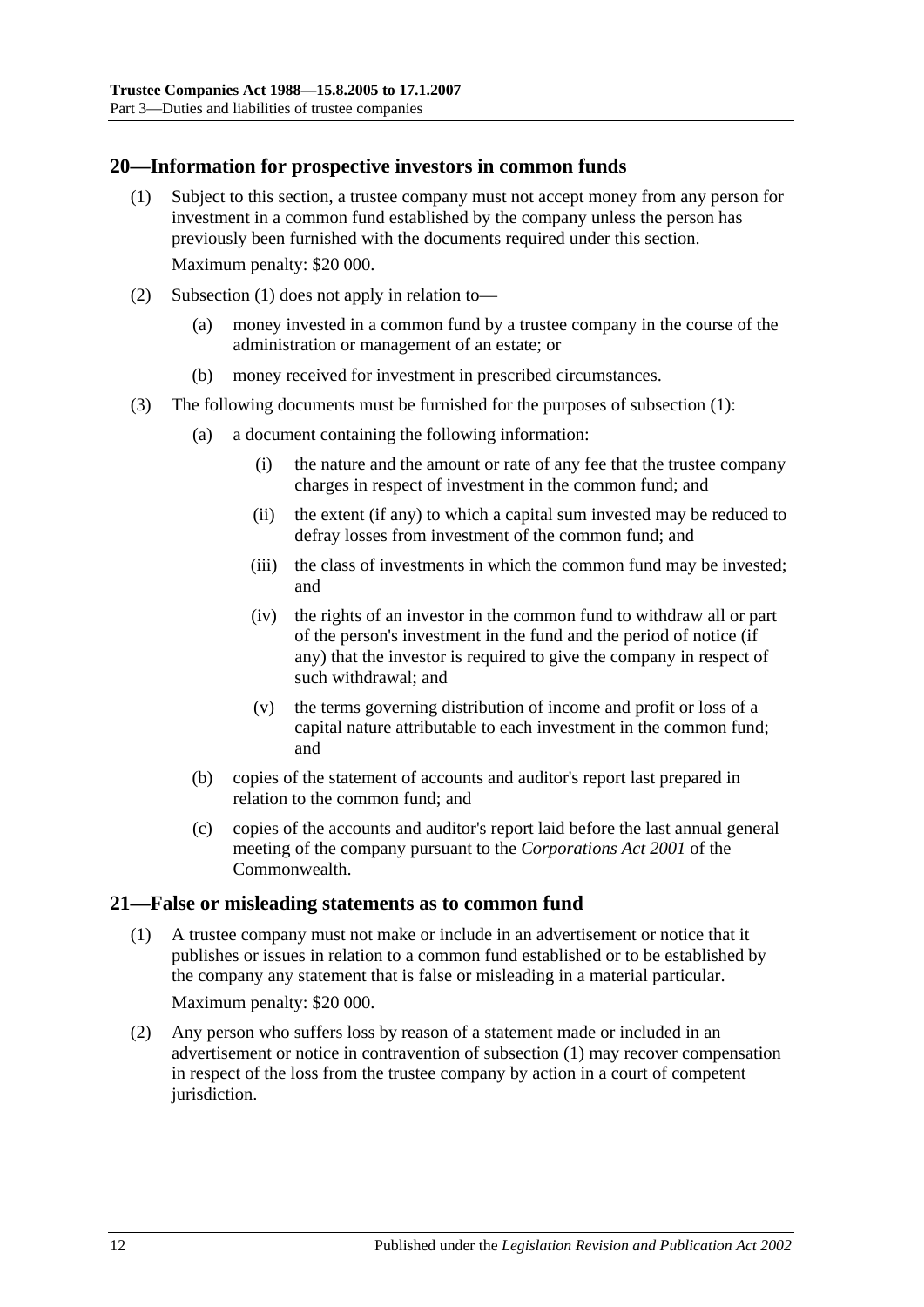## 20—Information for prospective investors in common funds

(1) Subject to this section, a trustee company must not accept money from any person for investment in a common fund established by the company unless the person has previously been furnished with the documents required under this section.

Maximum penalty: $20 000.

(2) Subsection (1) does not apply in relation to—

(a) money invested in a common fund by a trustee company in the course of the administration or management of an estate; or

(b) money received for investment in prescribed circumstances.

(3) The following documents must be furnished for the purposes of subsection (1):

(a) a document containing the following information:

(i) the nature and the amount or rate of any fee that the trustee company charges in respect of investment in the common fund; and

(ii) the extent (if any) to which a capital sum invested may be reduced to defray losses from investment of the common fund; and

(iii) the class of investments in which the common fund may be invested; and

(iv) the rights of an investor in the common fund to withdraw all or part of the person's investment in the fund and the period of notice (if any) that the investor is required to give the company in respect of such withdrawal; and

(v) the terms governing distribution of income and profit or loss of a capital nature attributable to each investment in the common fund; and

(b) copies of the statement of accounts and auditor's report last prepared in relation to the common fund; and

(c) copies of the accounts and auditor's report laid before the last annual general meeting of the company pursuant to the *Corporations Act 2001* of the Commonwealth.

## 21—False or misleading statements as to common fund

(1) A trustee company must not make or include in an advertisement or notice that it publishes or issues in relation to a common fund established or to be established by the company any statement that is false or misleading in a material particular.

Maximum penalty: $20 000.

(2) Any person who suffers loss by reason of a statement made or included in an advertisement or notice in contravention of subsection (1) may recover compensation in respect of the loss from the trustee company by action in a court of competent jurisdiction.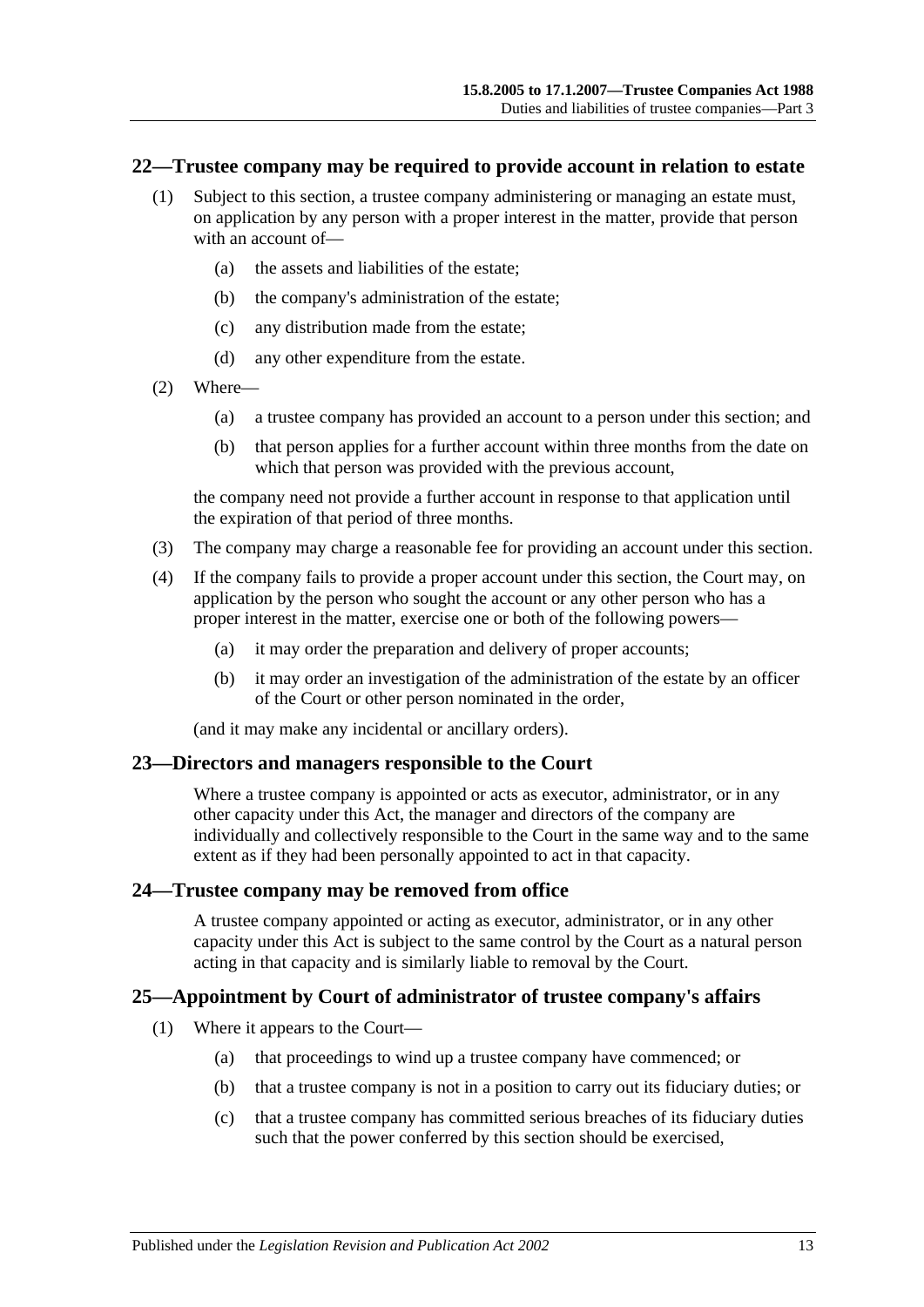## 22—Trustee company may be required to provide account in relation to estate

(1) Subject to this section, a trustee company administering or managing an estate must, on application by any person with a proper interest in the matter, provide that person with an account of—

   (a) the assets and liabilities of the estate;

   (b) the company's administration of the estate;

   (c) any distribution made from the estate;

   (d) any other expenditure from the estate.

(2) Where—

   (a) a trustee company has provided an account to a person under this section; and

   (b) that person applies for a further account within three months from the date on which that person was provided with the previous account,

   the company need not provide a further account in response to that application until the expiration of that period of three months.

(3) The company may charge a reasonable fee for providing an account under this section.

(4) If the company fails to provide a proper account under this section, the Court may, on application by the person who sought the account or any other person who has a proper interest in the matter, exercise one or both of the following powers—

   (a) it may order the preparation and delivery of proper accounts;

   (b) it may order an investigation of the administration of the estate by an officer of the Court or other person nominated in the order,

   (and it may make any incidental or ancillary orders).

## 23—Directors and managers responsible to the Court

Where a trustee company is appointed or acts as executor, administrator, or in any other capacity under this Act, the manager and directors of the company are individually and collectively responsible to the Court in the same way and to the same extent as if they had been personally appointed to act in that capacity.

## 24—Trustee company may be removed from office

A trustee company appointed or acting as executor, administrator, or in any other capacity under this Act is subject to the same control by the Court as a natural person acting in that capacity and is similarly liable to removal by the Court.

## 25—Appointment by Court of administrator of trustee company's affairs

(1) Where it appears to the Court—

   (a) that proceedings to wind up a trustee company have commenced; or

   (b) that a trustee company is not in a position to carry out its fiduciary duties; or

   (c) that a trustee company has committed serious breaches of its fiduciary duties such that the power conferred by this section should be exercised,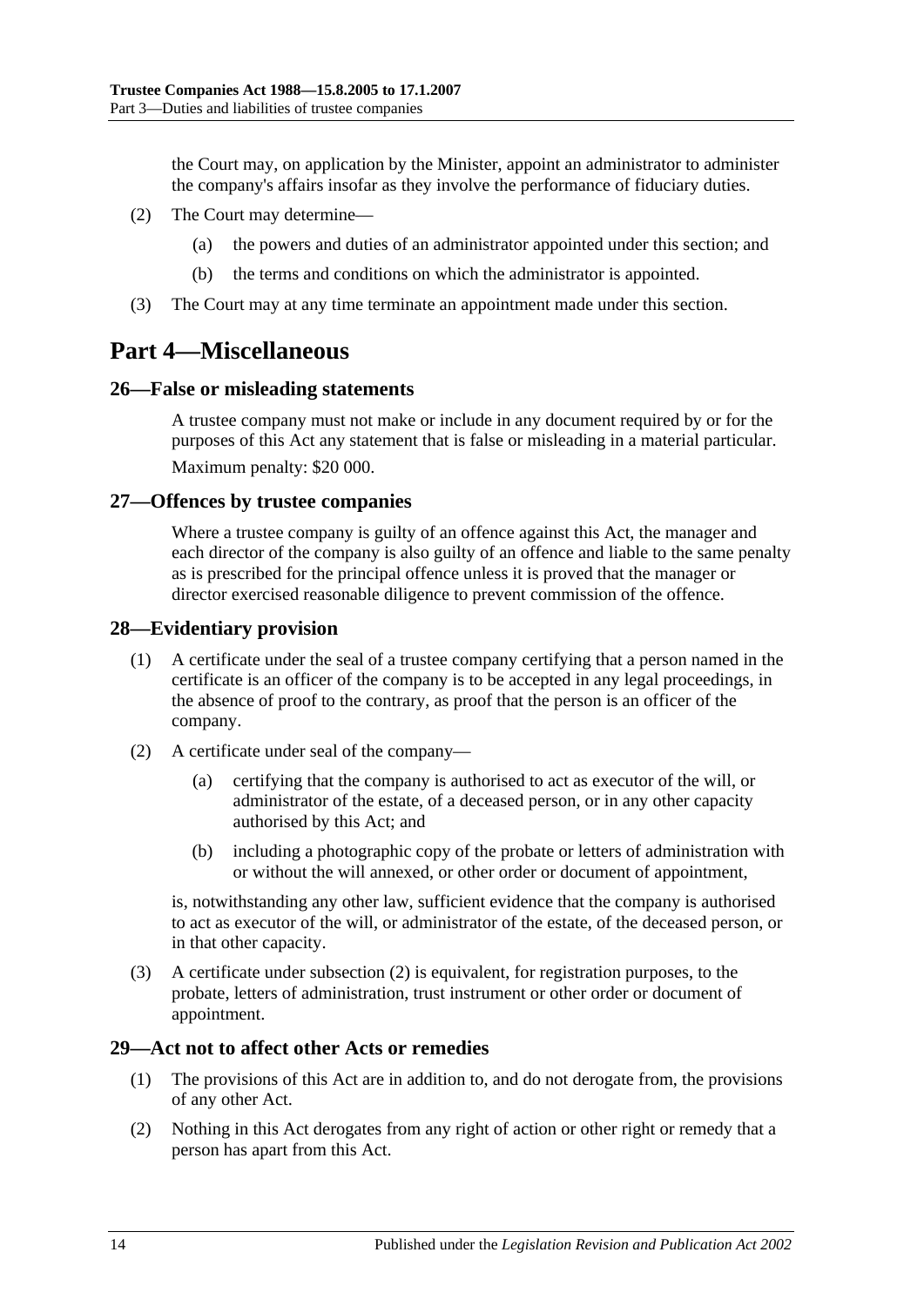the Court may, on application by the Minister, appoint an administrator to administer the company's affairs insofar as they involve the performance of fiduciary duties.

(2) The Court may determine—

(a) the powers and duties of an administrator appointed under this section; and

(b) the terms and conditions on which the administrator is appointed.

(3) The Court may at any time terminate an appointment made under this section.

# Part 4—Miscellaneous

## 26—False or misleading statements

A trustee company must not make or include in any document required by or for the purposes of this Act any statement that is false or misleading in a material particular.

Maximum penalty: $20 000.

## 27—Offences by trustee companies

Where a trustee company is guilty of an offence against this Act, the manager and each director of the company is also guilty of an offence and liable to the same penalty as is prescribed for the principal offence unless it is proved that the manager or director exercised reasonable diligence to prevent commission of the offence.

## 28—Evidentiary provision

(1) A certificate under the seal of a trustee company certifying that a person named in the certificate is an officer of the company is to be accepted in any legal proceedings, in the absence of proof to the contrary, as proof that the person is an officer of the company.

(2) A certificate under seal of the company—

(a) certifying that the company is authorised to act as executor of the will, or administrator of the estate, of a deceased person, or in any other capacity authorised by this Act; and

(b) including a photographic copy of the probate or letters of administration with or without the will annexed, or other order or document of appointment,

is, notwithstanding any other law, sufficient evidence that the company is authorised to act as executor of the will, or administrator of the estate, of the deceased person, or in that other capacity.

(3) A certificate under subsection (2) is equivalent, for registration purposes, to the probate, letters of administration, trust instrument or other order or document of appointment.

## 29—Act not to affect other Acts or remedies

(1) The provisions of this Act are in addition to, and do not derogate from, the provisions of any other Act.

(2) Nothing in this Act derogates from any right of action or other right or remedy that a person has apart from this Act.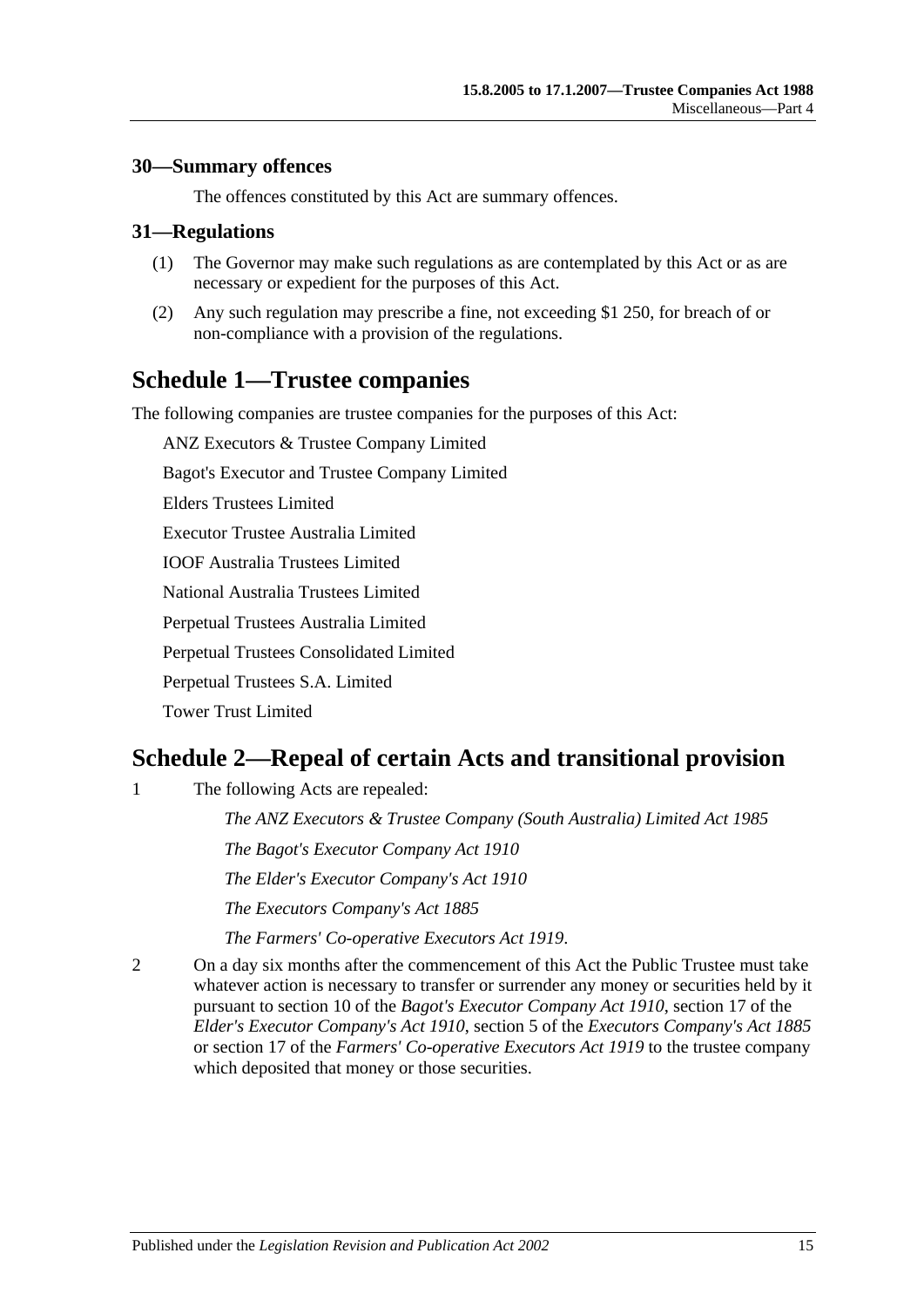### 30—Summary offences

The offences constituted by this Act are summary offences.

### 31—Regulations

(1) The Governor may make such regulations as are contemplated by this Act or as are necessary or expedient for the purposes of this Act.

(2) Any such regulation may prescribe a fine, not exceeding $1 250, for breach of or non-compliance with a provision of the regulations.

## Schedule 1—Trustee companies

The following companies are trustee companies for the purposes of this Act:

ANZ Executors & Trustee Company Limited

Bagot's Executor and Trustee Company Limited

Elders Trustees Limited

Executor Trustee Australia Limited

IOOF Australia Trustees Limited

National Australia Trustees Limited

Perpetual Trustees Australia Limited

Perpetual Trustees Consolidated Limited

Perpetual Trustees S.A. Limited

Tower Trust Limited

## Schedule 2—Repeal of certain Acts and transitional provision

1 The following Acts are repealed:

*The ANZ Executors & Trustee Company (South Australia) Limited Act 1985*

*The Bagot's Executor Company Act 1910*

*The Elder's Executor Company's Act 1910*

*The Executors Company's Act 1885*

*The Farmers' Co-operative Executors Act 1919*.

2 On a day six months after the commencement of this Act the Public Trustee must take whatever action is necessary to transfer or surrender any money or securities held by it pursuant to section 10 of the *Bagot's Executor Company Act 1910*, section 17 of the *Elder's Executor Company's Act 1910*, section 5 of the *Executors Company's Act 1885* or section 17 of the *Farmers' Co-operative Executors Act 1919* to the trustee company which deposited that money or those securities.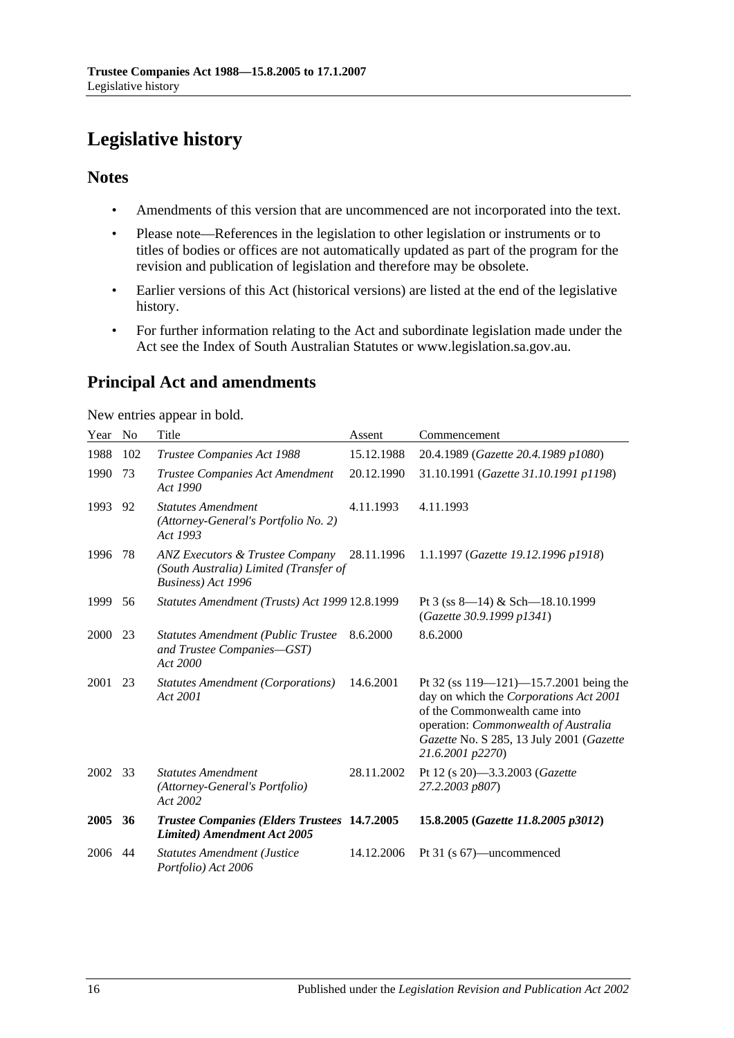# Legislative history

## Notes

- Amendments of this version that are uncommenced are not incorporated into the text.
- Please note—References in the legislation to other legislation or instruments or to titles of bodies or offices are not automatically updated as part of the program for the revision and publication of legislation and therefore may be obsolete.
- Earlier versions of this Act (historical versions) are listed at the end of the legislative history.
- For further information relating to the Act and subordinate legislation made under the Act see the Index of South Australian Statutes or www.legislation.sa.gov.au.

## Principal Act and amendments

New entries appear in bold.

| Year | No | Title | Assent | Commencement |
|---|---|---|---|---|
| 1988 | 102 | *Trustee Companies Act 1988* | 15.12.1988 | 20.4.1989 (*Gazette 20.4.1989 p1080*) |
| 1990 | 73 | *Trustee Companies Act Amendment Act 1990* | 20.12.1990 | 31.10.1991 (*Gazette 31.10.1991 p1198*) |
| 1993 | 92 | *Statutes Amendment (Attorney-General's Portfolio No. 2) Act 1993* | 4.11.1993 | 4.11.1993 |
| 1996 | 78 | *ANZ Executors & Trustee Company (South Australia) Limited (Transfer of Business) Act 1996* | 28.11.1996 | 1.1.1997 (*Gazette 19.12.1996 p1918*) |
| 1999 | 56 | *Statutes Amendment (Trusts) Act 1999* | 12.8.1999 | Pt 3 (ss 8—14) & Sch—18.10.1999 (*Gazette 30.9.1999 p1341*) |
| 2000 | 23 | *Statutes Amendment (Public Trustee and Trustee Companies—GST) Act 2000* | 8.6.2000 | 8.6.2000 |
| 2001 | 23 | *Statutes Amendment (Corporations) Act 2001* | 14.6.2001 | Pt 32 (ss 119—121)—15.7.2001 being the day on which the *Corporations Act 2001* of the Commonwealth came into operation: *Commonwealth of Australia Gazette* No. S 285, 13 July 2001 (*Gazette 21.6.2001 p2270*) |
| 2002 | 33 | *Statutes Amendment (Attorney-General's Portfolio) Act 2002* | 28.11.2002 | Pt 12 (s 20)—3.3.2003 (*Gazette 27.2.2003 p807*) |
| **2005** | **36** | ***Trustee Companies (Elders Trustees Limited) Amendment Act 2005*** | **14.7.2005** | **15.8.2005 (*Gazette 11.8.2005 p3012*)** |
| 2006 | 44 | *Statutes Amendment (Justice Portfolio) Act 2006* | 14.12.2006 | Pt 31 (s 67)—uncommenced |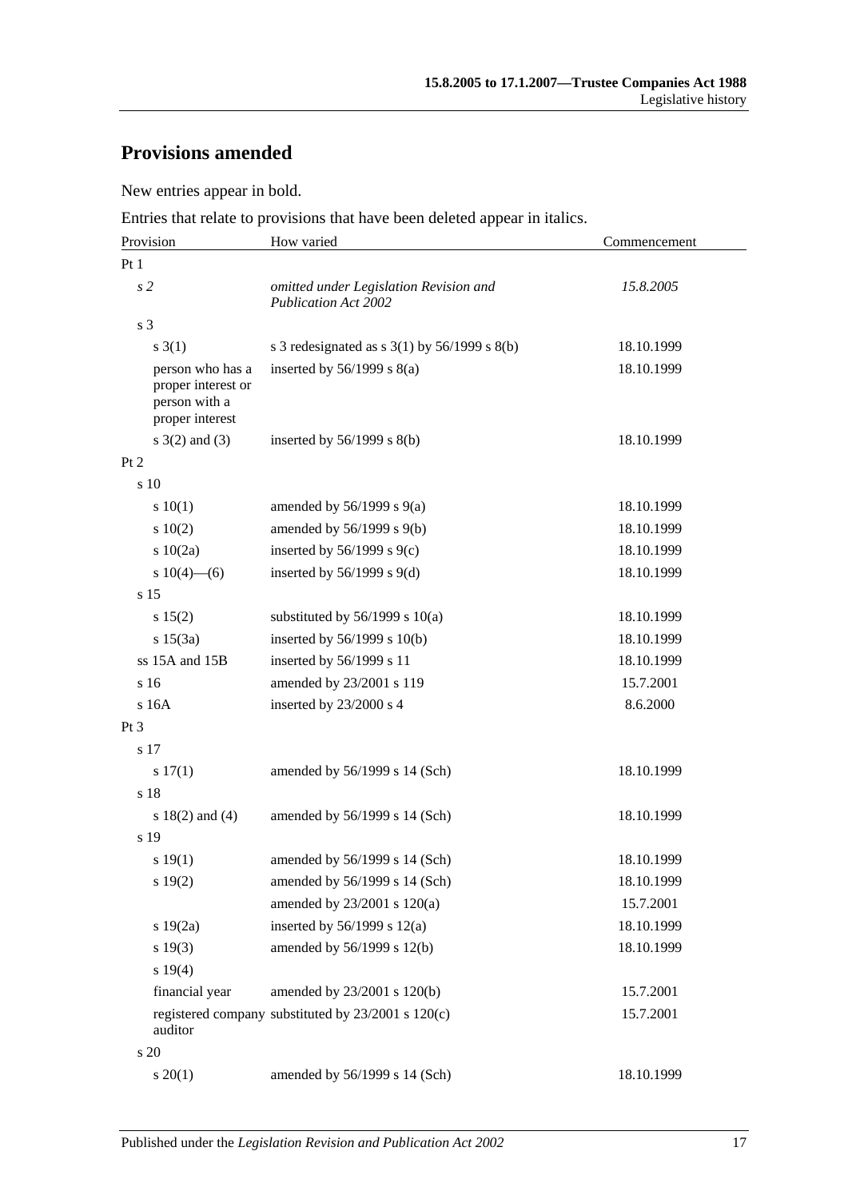## Provisions amended

New entries appear in bold.

Entries that relate to provisions that have been deleted appear in italics.

| Provision | How varied | Commencement |
|---|---|---|
| Pt 1 | | |
| *s 2* | *omitted under Legislation Revision and Publication Act 2002* | *15.8.2005* |
| s 3 | | |
| s 3(1) | s 3 redesignated as s 3(1) by 56/1999 s 8(b) | 18.10.1999 |
| person who has a proper interest or person with a proper interest | inserted by 56/1999 s 8(a) | 18.10.1999 |
| s 3(2) and (3) | inserted by 56/1999 s 8(b) | 18.10.1999 |
| Pt 2 | | |
| s 10 | | |
| s 10(1) | amended by 56/1999 s 9(a) | 18.10.1999 |
| s 10(2) | amended by 56/1999 s 9(b) | 18.10.1999 |
| s 10(2a) | inserted by 56/1999 s 9(c) | 18.10.1999 |
| s 10(4)—(6) | inserted by 56/1999 s 9(d) | 18.10.1999 |
| s 15 | | |
| s 15(2) | substituted by 56/1999 s 10(a) | 18.10.1999 |
| s 15(3a) | inserted by 56/1999 s 10(b) | 18.10.1999 |
| ss 15A and 15B | inserted by 56/1999 s 11 | 18.10.1999 |
| s 16 | amended by 23/2001 s 119 | 15.7.2001 |
| s 16A | inserted by 23/2000 s 4 | 8.6.2000 |
| Pt 3 | | |
| s 17 | | |
| s 17(1) | amended by 56/1999 s 14 (Sch) | 18.10.1999 |
| s 18 | | |
| s 18(2) and (4) | amended by 56/1999 s 14 (Sch) | 18.10.1999 |
| s 19 | | |
| s 19(1) | amended by 56/1999 s 14 (Sch) | 18.10.1999 |
| s 19(2) | amended by 56/1999 s 14 (Sch) | 18.10.1999 |
| | amended by 23/2001 s 120(a) | 15.7.2001 |
| s 19(2a) | inserted by 56/1999 s 12(a) | 18.10.1999 |
| s 19(3) | amended by 56/1999 s 12(b) | 18.10.1999 |
| s 19(4) | | |
| financial year | amended by 23/2001 s 120(b) | 15.7.2001 |
| registered company auditor | substituted by 23/2001 s 120(c) | 15.7.2001 |
| s 20 | | |
| s 20(1) | amended by 56/1999 s 14 (Sch) | 18.10.1999 |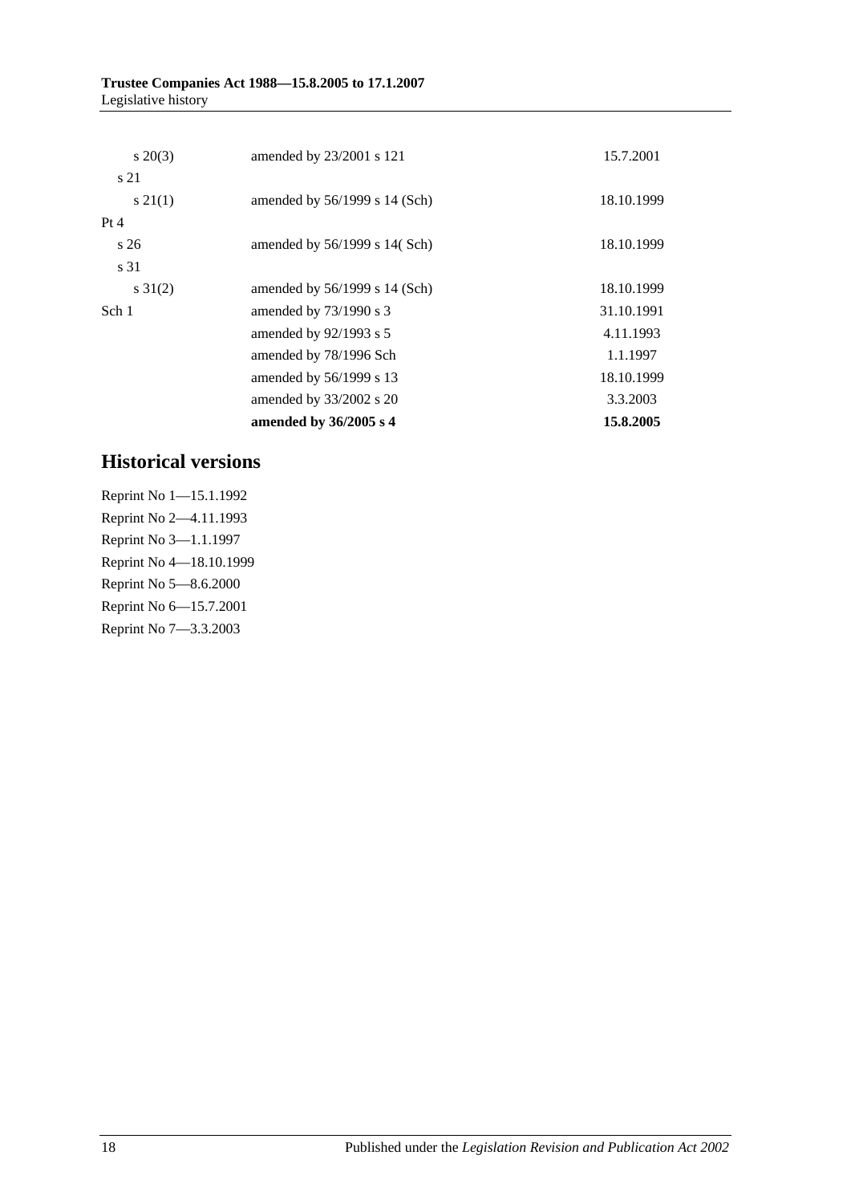| | | |
|---|---|---|
| s 20(3) | amended by 23/2001 s 121 | 15.7.2001 |
| s 21 | | |
| s 21(1) | amended by 56/1999 s 14 (Sch) | 18.10.1999 |
| Pt 4 | | |
| s 26 | amended by 56/1999 s 14( Sch) | 18.10.1999 |
| s 31 | | |
| s 31(2) | amended by 56/1999 s 14 (Sch) | 18.10.1999 |
| Sch 1 | amended by 73/1990 s 3 | 31.10.1991 |
| | amended by 92/1993 s 5 | 4.11.1993 |
| | amended by 78/1996 Sch | 1.1.1997 |
| | amended by 56/1999 s 13 | 18.10.1999 |
| | amended by 33/2002 s 20 | 3.3.2003 |
| | **amended by 36/2005 s 4** | **15.8.2005** |

## Historical versions

Reprint No 1—15.1.1992

Reprint No 2—4.11.1993

Reprint No 3—1.1.1997

Reprint No 4—18.10.1999

Reprint No 5—8.6.2000

Reprint No 6—15.7.2001

Reprint No 7—3.3.2003